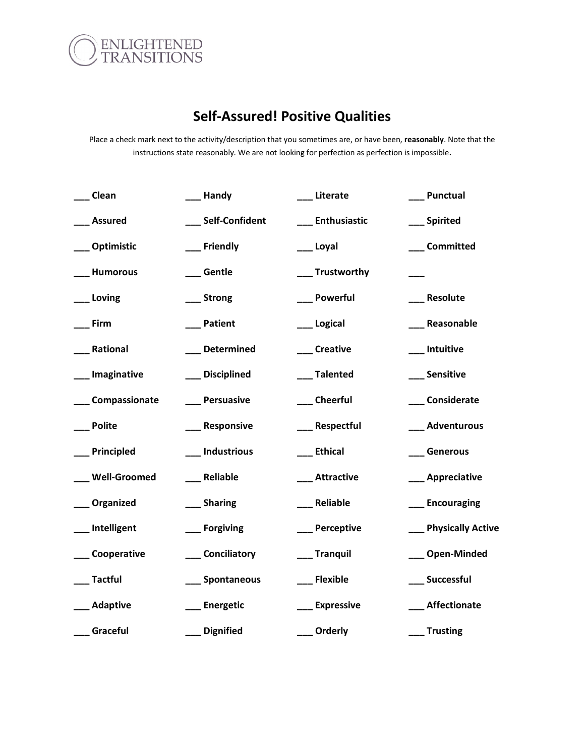ENLIGHTENED TRANSITIONS

# Self-Assured! Positive Qualities

Place a check mark next to the activity/description that you sometimes are, or have been, **reasonably**. Note that the instructions state reasonably. We are not looking for perfection as perfection is impossible.

| | | | |
|---|---|---|---|
| ___ **Clean** | ___ **Handy** | ___ **Literate** | ___ **Punctual** |
| ___ **Assured** | ___ **Self-Confident** | ___ **Enthusiastic** | ___ **Spirited** |
| ___ **Optimistic** | ___ **Friendly** | ___ **Loyal** | ___ **Committed** |
| ___ **Humorous** | ___ **Gentle** | ___ **Trustworthy** | ___ |
| ___ **Loving** | ___ **Strong** | ___ **Powerful** | ___ **Resolute** |
| ___ **Firm** | ___ **Patient** | ___ **Logical** | ___ **Reasonable** |
| ___ **Rational** | ___ **Determined** | ___ **Creative** | ___ **Intuitive** |
| ___ **Imaginative** | ___ **Disciplined** | ___ **Talented** | ___ **Sensitive** |
| ___ **Compassionate** | ___ **Persuasive** | ___ **Cheerful** | ___ **Considerate** |
| ___ **Polite** | ___ **Responsive** | ___ **Respectful** | ___ **Adventurous** |
| ___ **Principled** | ___ **Industrious** | ___ **Ethical** | ___ **Generous** |
| ___ **Well-Groomed** | ___ **Reliable** | ___ **Attractive** | ___ **Appreciative** |
| ___ **Organized** | ___ **Sharing** | ___ **Reliable** | ___ **Encouraging** |
| ___ **Intelligent** | ___ **Forgiving** | ___ **Perceptive** | ___ **Physically Active** |
| ___ **Cooperative** | ___ **Conciliatory** | ___ **Tranquil** | ___ **Open-Minded** |
| ___ **Tactful** | ___ **Spontaneous** | ___ **Flexible** | ___ **Successful** |
| ___ **Adaptive** | ___ **Energetic** | ___ **Expressive** | ___ **Affectionate** |
| ___ **Graceful** | ___ **Dignified** | ___ **Orderly** | ___ **Trusting** |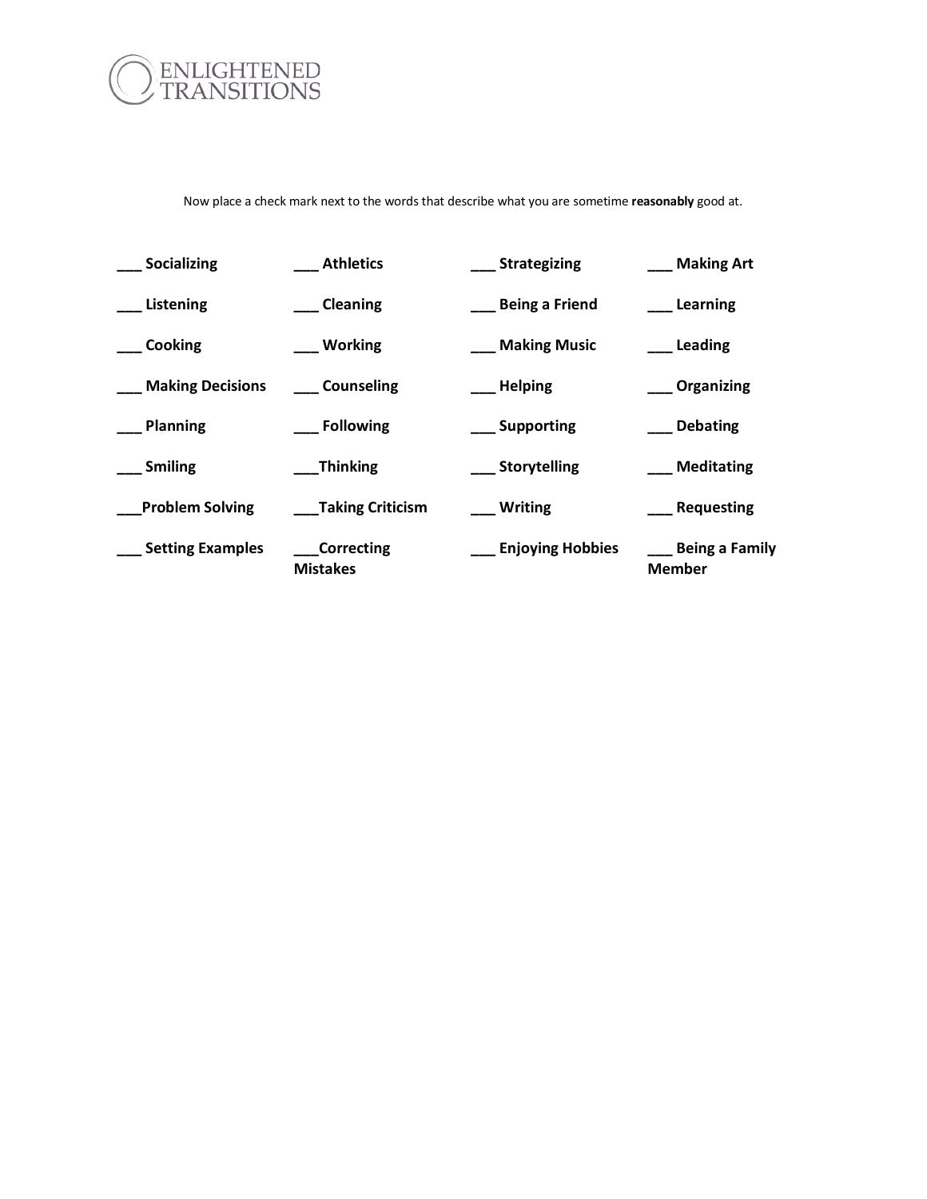Now place a check mark next to the words that describe what you are sometime **reasonably** good at.

| | | | |
|---|---|---|---|
| **___ Socializing** | **___ Athletics** | **___ Strategizing** | **___ Making Art** |
| **___ Listening** | **___ Cleaning** | **___ Being a Friend** | **___ Learning** |
| **___ Cooking** | **___ Working** | **___ Making Music** | **___ Leading** |
| **___ Making Decisions** | **___ Counseling** | **___ Helping** | **___ Organizing** |
| **___ Planning** | **___ Following** | **___ Supporting** | **___ Debating** |
| **___ Smiling** | **___Thinking** | **___ Storytelling** | **___ Meditating** |
| **___Problem Solving** | **___Taking Criticism** | **___ Writing** | **___ Requesting** |
| **___ Setting Examples** | **___Correcting Mistakes** | **___ Enjoying Hobbies** | **___ Being a Family Member** |